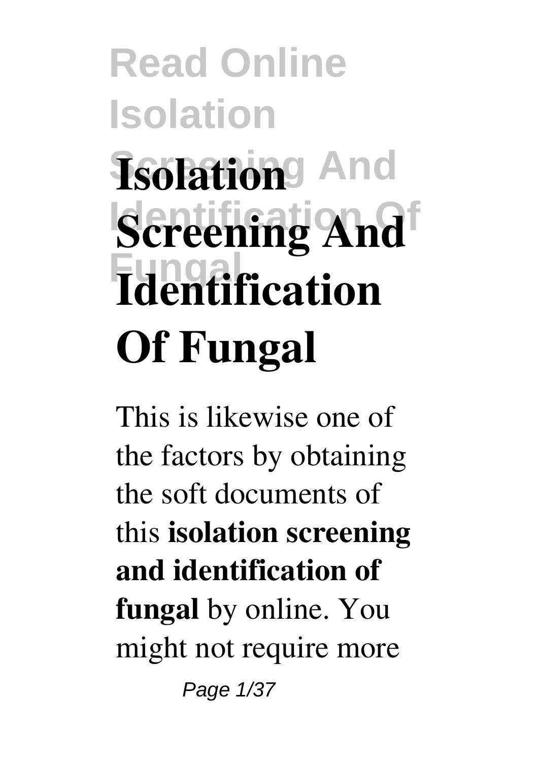# Read Online Isolation Screening And Identification Of Fungal

# Isolation Screening And Identification Of Fungal

This is likewise one of the factors by obtaining the soft documents of this **isolation screening and identification of fungal** by online. You might not require more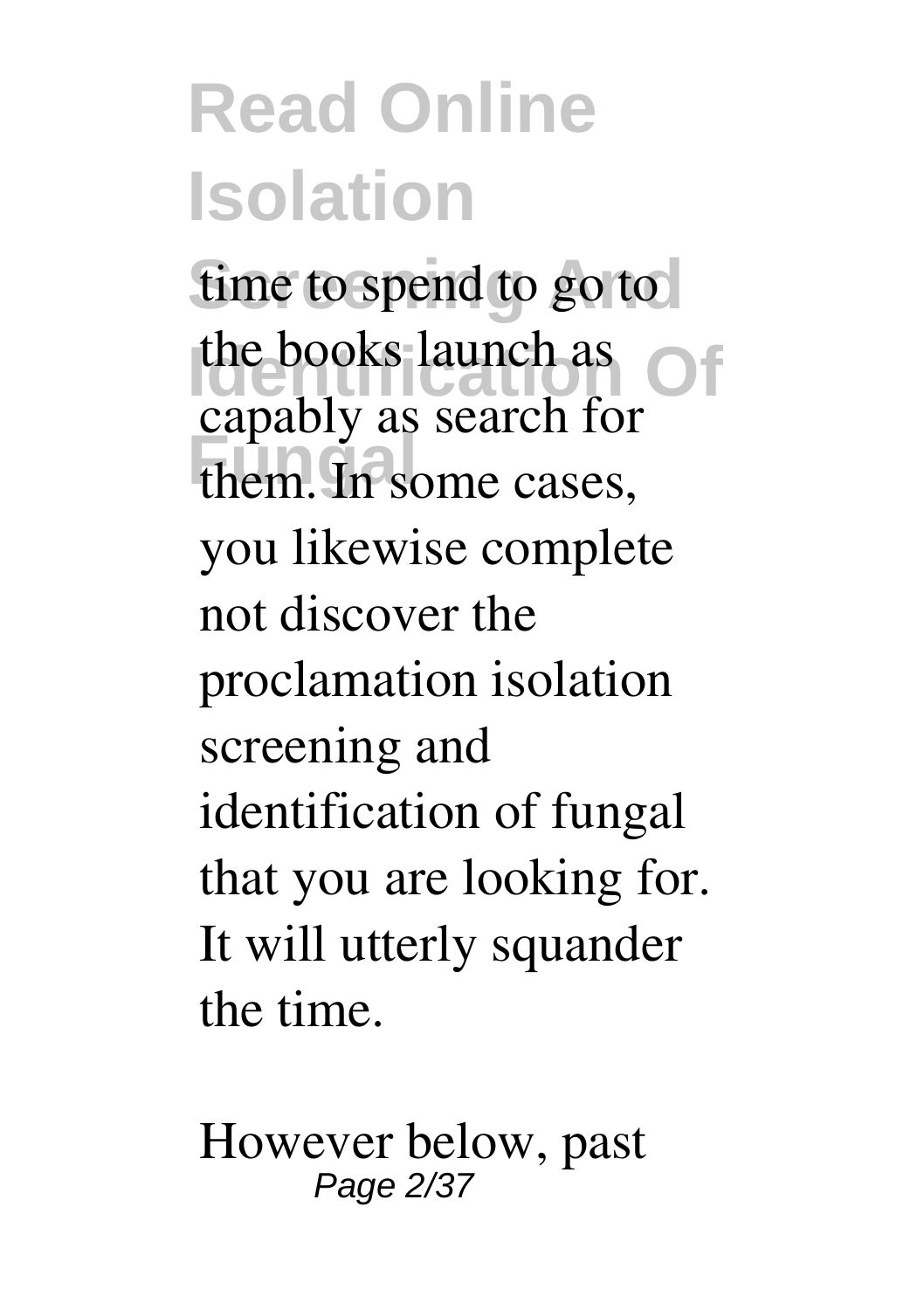time to spend to go to the books launch as capably as search for them. In some cases, you likewise complete not discover the proclamation isolation screening and identification of fungal that you are looking for. It will utterly squander the time.

However below, past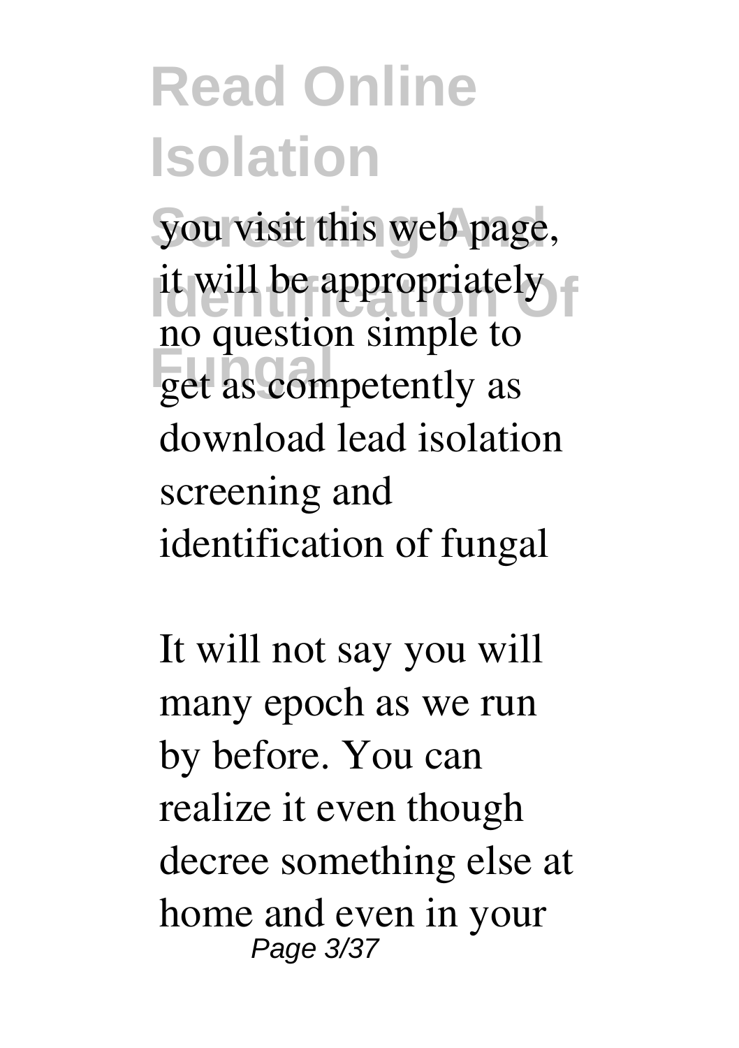# Read Online Isolation Screening And Identification Of Fungal

you visit this web page, it will be appropriately no question simple to get as competently as download lead isolation screening and identification of fungal

It will not say you will many epoch as we run by before. You can realize it even though decree something else at home and even in your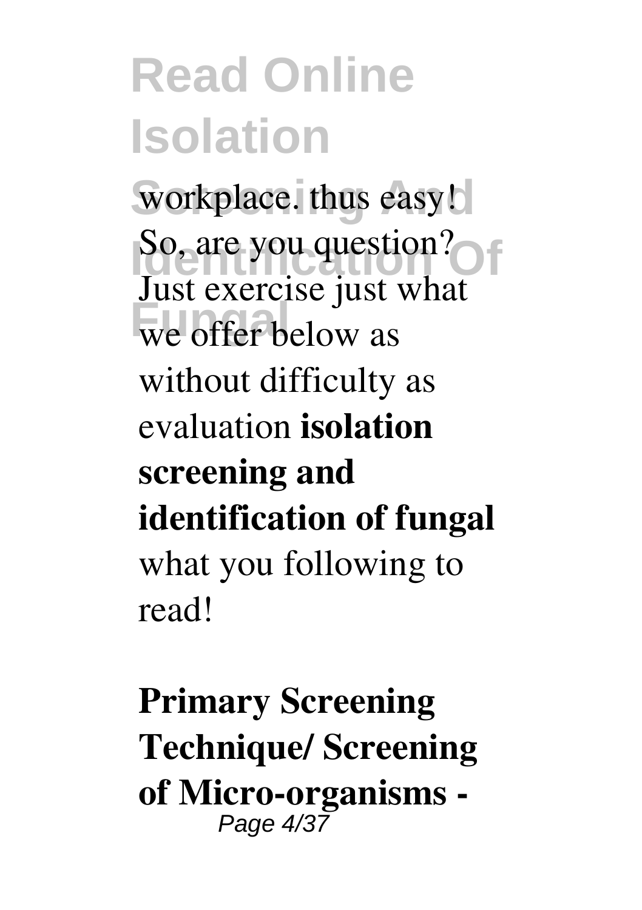workplace. thus easy! So, are you question? Just exercise just what we offer below as without difficulty as evaluation **isolation screening and identification of fungal** what you following to read!

**Primary Screening Technique/ Screening of Micro-organisms -**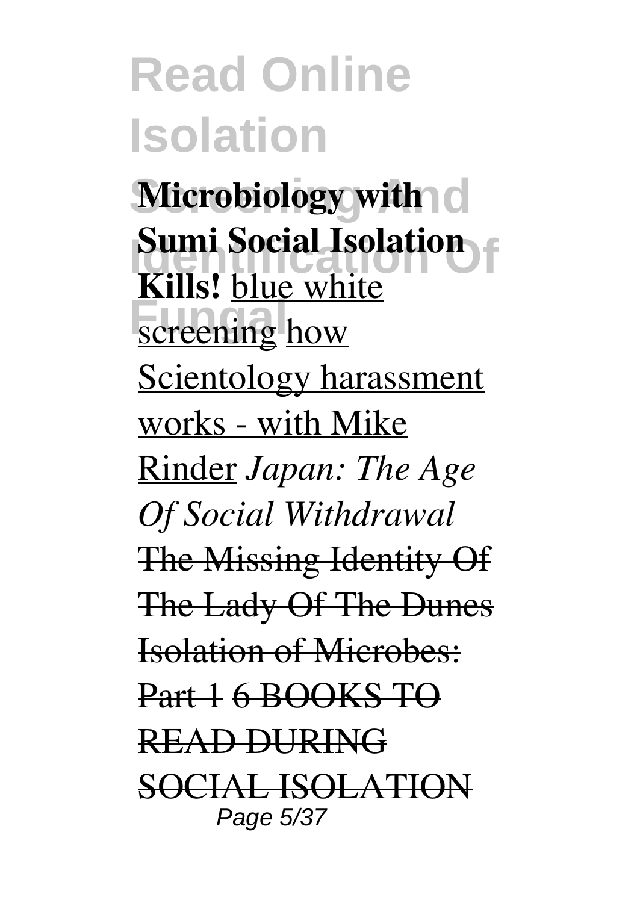**Microbiology with Sumi Social Isolation Kills!** blue white screening how Scientology harassment works - with Mike Rinder *Japan: The Age Of Social Withdrawal* ~~The Missing Identity Of The Lady Of The Dunes~~ ~~Isolation of Microbes: Part 1~~ ~~6 BOOKS TO READ DURING SOCIAL ISOLATION~~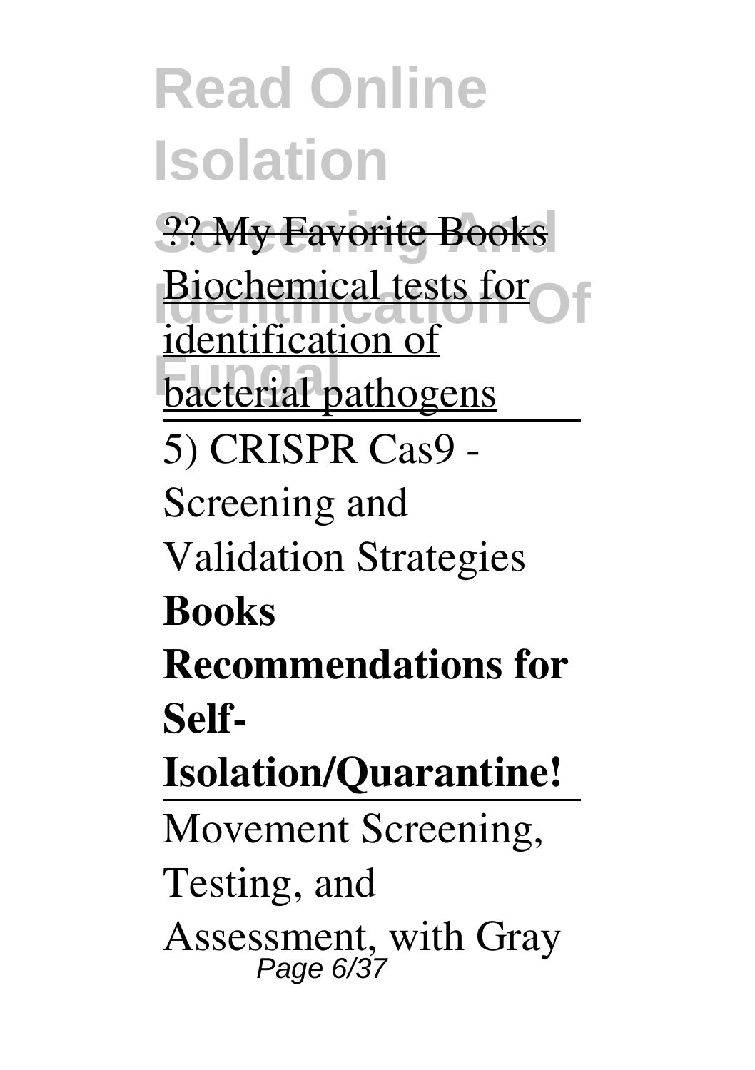?? My Favorite Books

Biochemical tests for identification of bacterial pathogens

5) CRISPR Cas9 - Screening and Validation Strategies

**Books Recommendations for Self-Isolation/Quarantine!**

Movement Screening, Testing, and Assessment, with Gray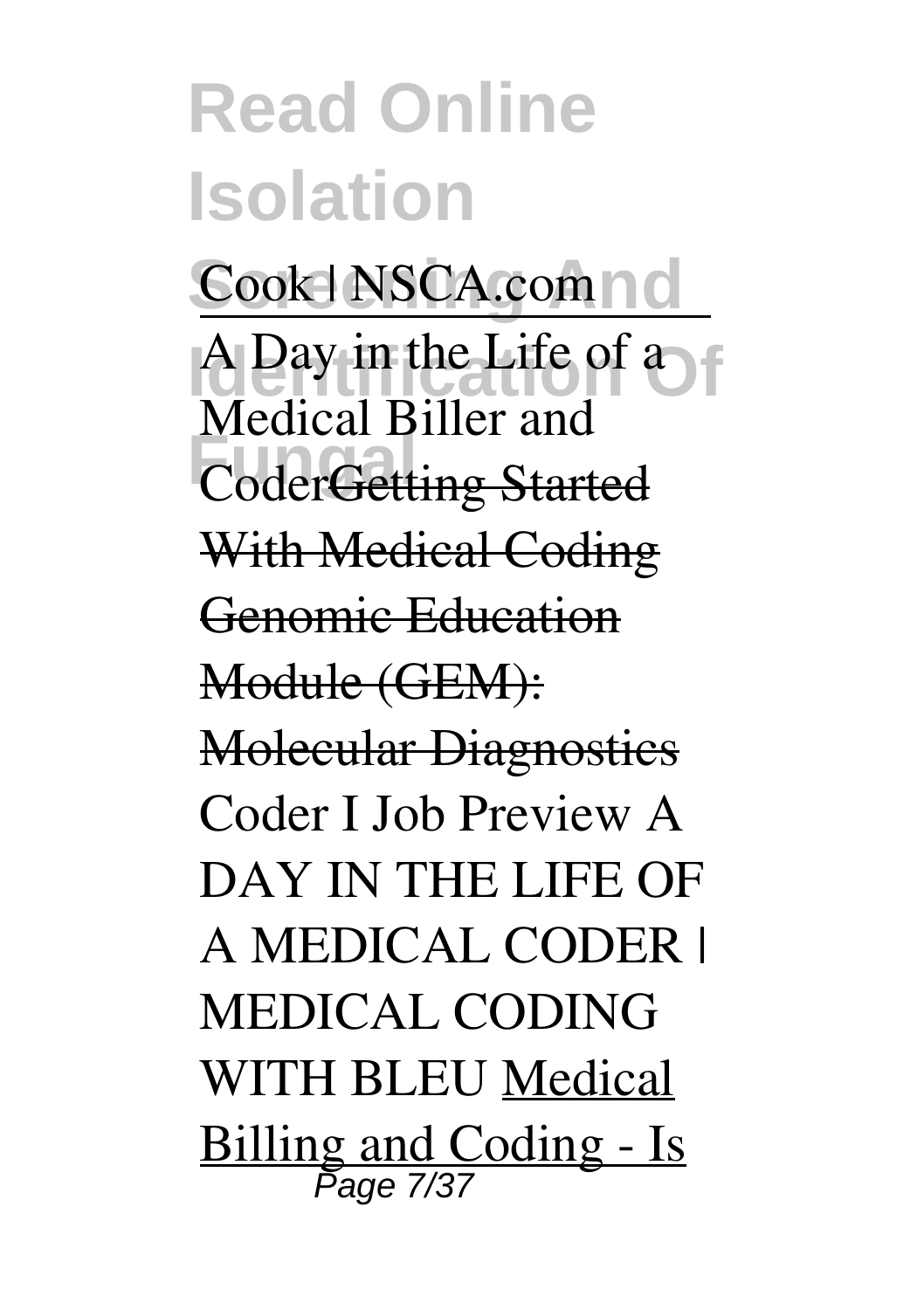Cook | NSCA.com

A Day in the Life of a Medical Biller and CoderGetting Started With Medical Coding Genomic Education Module (GEM): Molecular Diagnostics Coder I Job Preview A DAY IN THE LIFE OF A MEDICAL CODER | MEDICAL CODING WITH BLEU Medical Billing and Coding - Is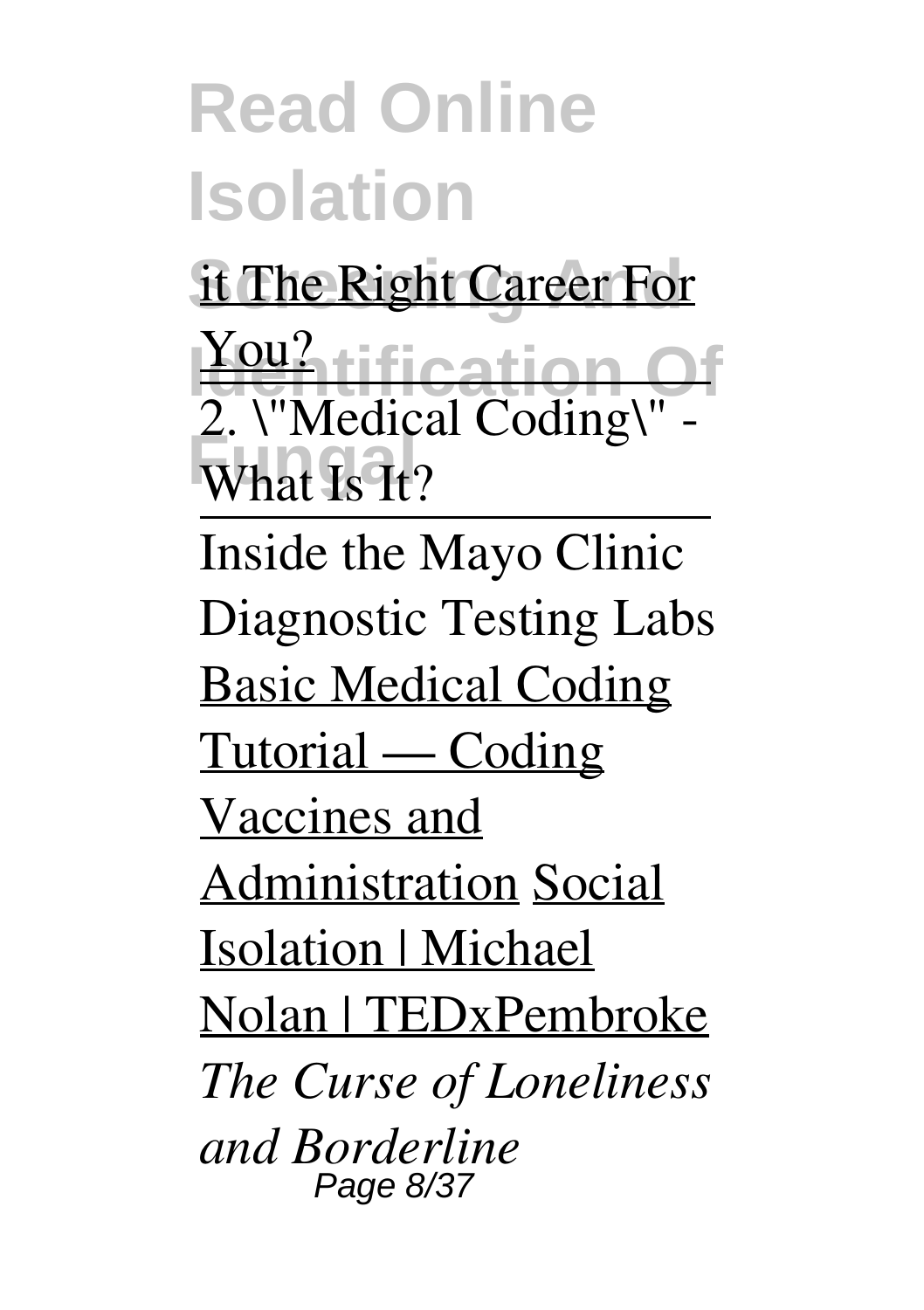# Read Online Isolation

Screening And Identification Of Fungal

it The Right Career For You?

2. \"Medical Coding\" - What Is It?

Inside the Mayo Clinic Diagnostic Testing Labs

Basic Medical Coding Tutorial — Coding Vaccines and Administration

Social Isolation | Michael Nolan | TEDxPembroke

*The Curse of Loneliness and Borderline*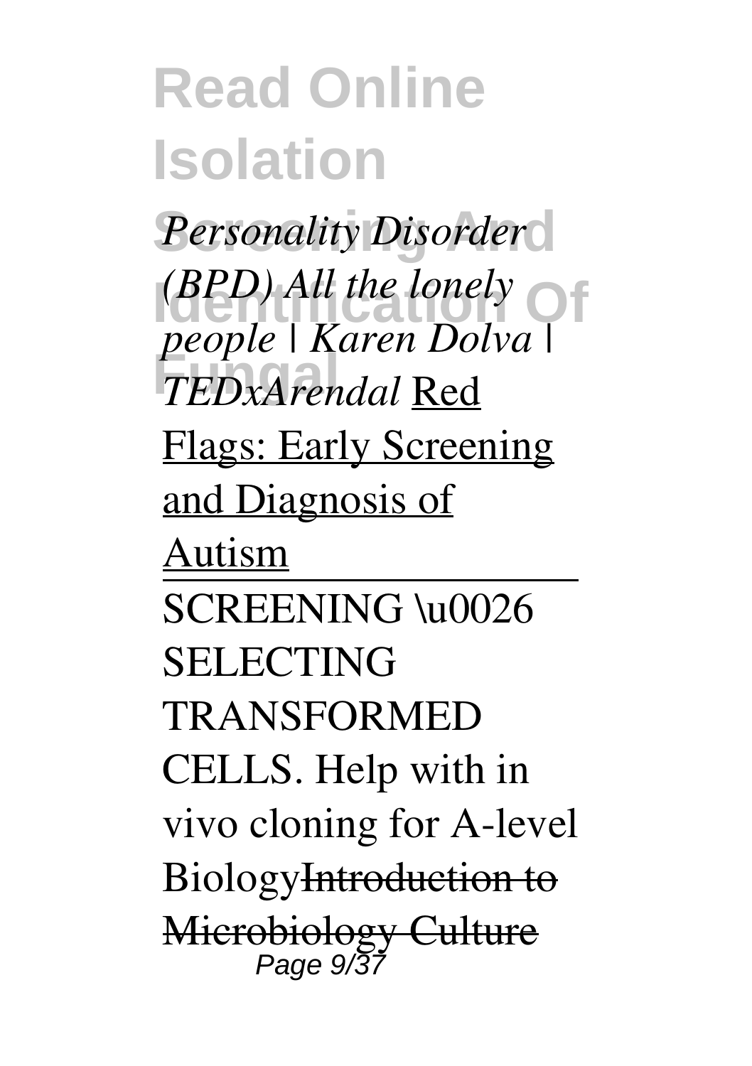*Personality Disorder (BPD) All the lonely people | Karen Dolva | TEDxArendal* Red Flags: Early Screening and Diagnosis of Autism

---

SCREENING \u0026 SELECTING TRANSFORMED CELLS. Help with in vivo cloning for A-level Biology~~Introduction to Microbiology Culture~~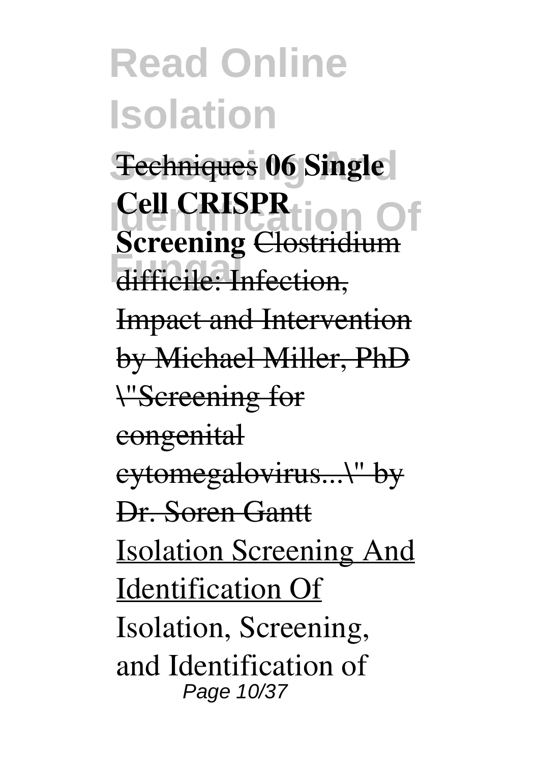**Techniques** **06 Single Cell CRISPR Screening** ~~Clostridium difficile: Infection, Impact and Intervention by Michael Miller, PhD~~ ~~\"Screening for congenital cytomegalovirus...\" by Dr. Soren Gantt~~

Isolation Screening And Identification Of

Isolation, Screening, and Identification of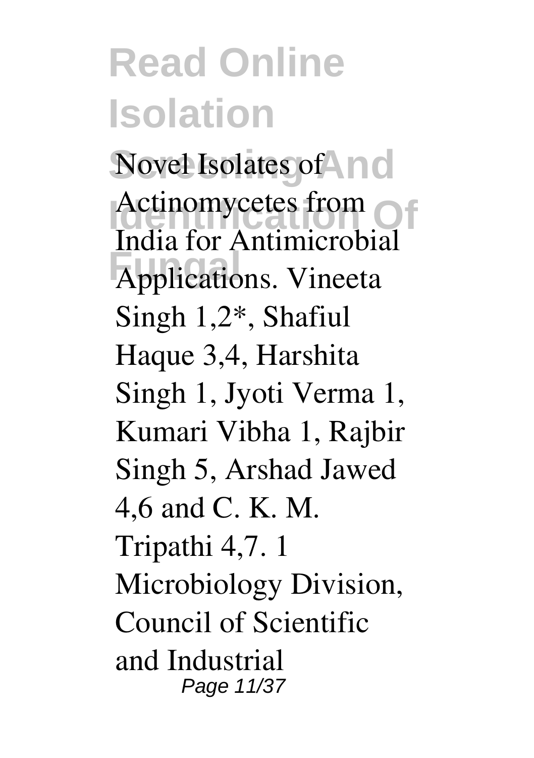Novel Isolates of Actinomycetes from India for Antimicrobial Applications. Vineeta Singh 1,2*, Shafiul Haque 3,4, Harshita Singh 1, Jyoti Verma 1, Kumari Vibha 1, Rajbir Singh 5, Arshad Jawed 4,6 and C. K. M. Tripathi 4,7. 1 Microbiology Division, Council of Scientific and Industrial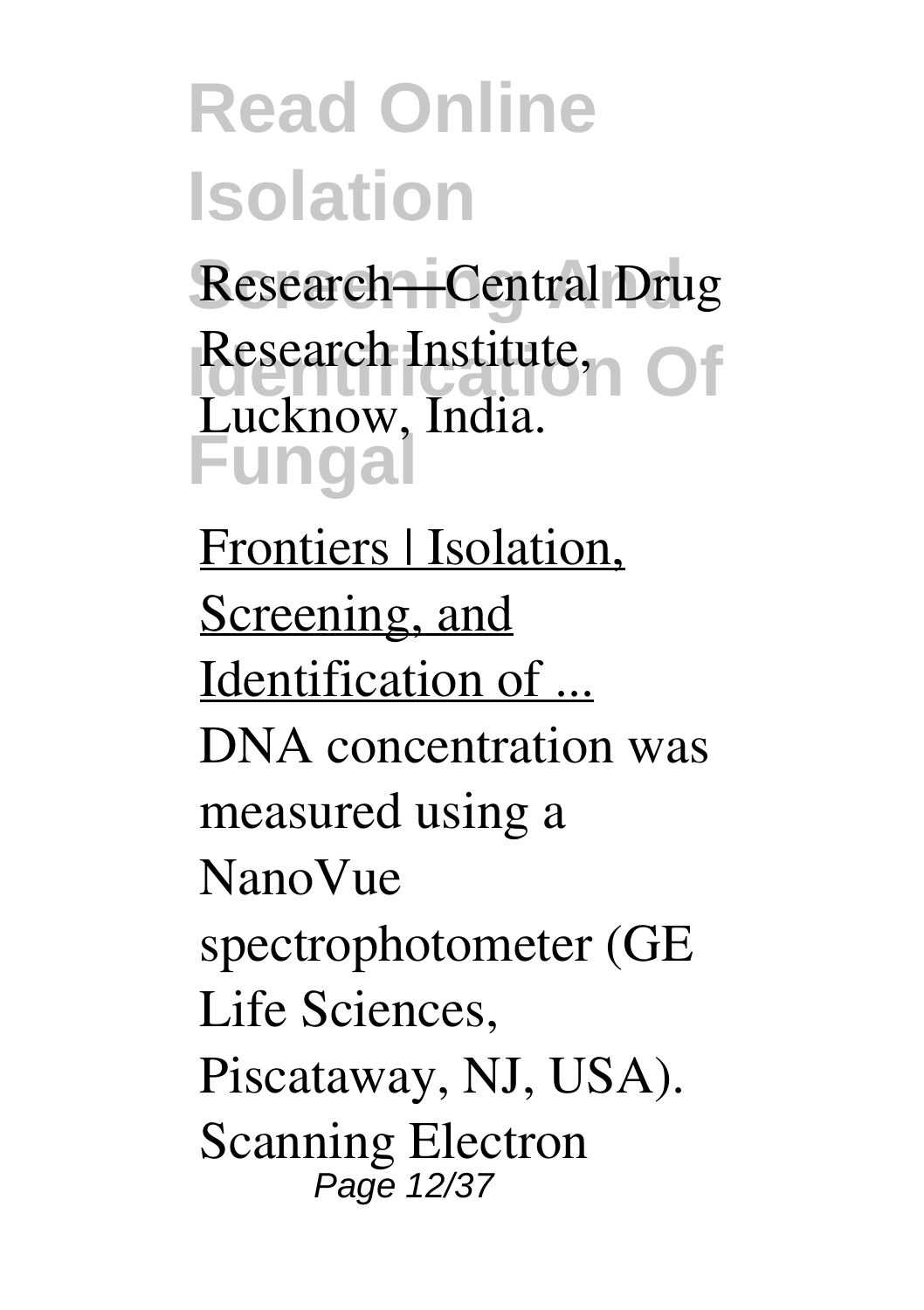Research—Central Drug Research Institute, Lucknow, India.

Frontiers | Isolation, Screening, and Identification of ...

DNA concentration was measured using a NanoVue spectrophotometer (GE Life Sciences, Piscataway, NJ, USA). Scanning Electron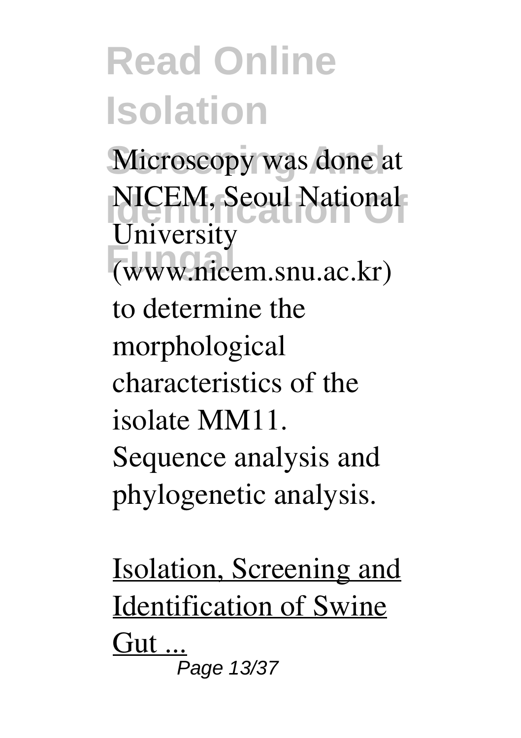Microscopy was done at NICEM, Seoul National University (www.nicem.snu.ac.kr) to determine the morphological characteristics of the isolate MM11. Sequence analysis and phylogenetic analysis.

Isolation, Screening and Identification of Swine Gut ...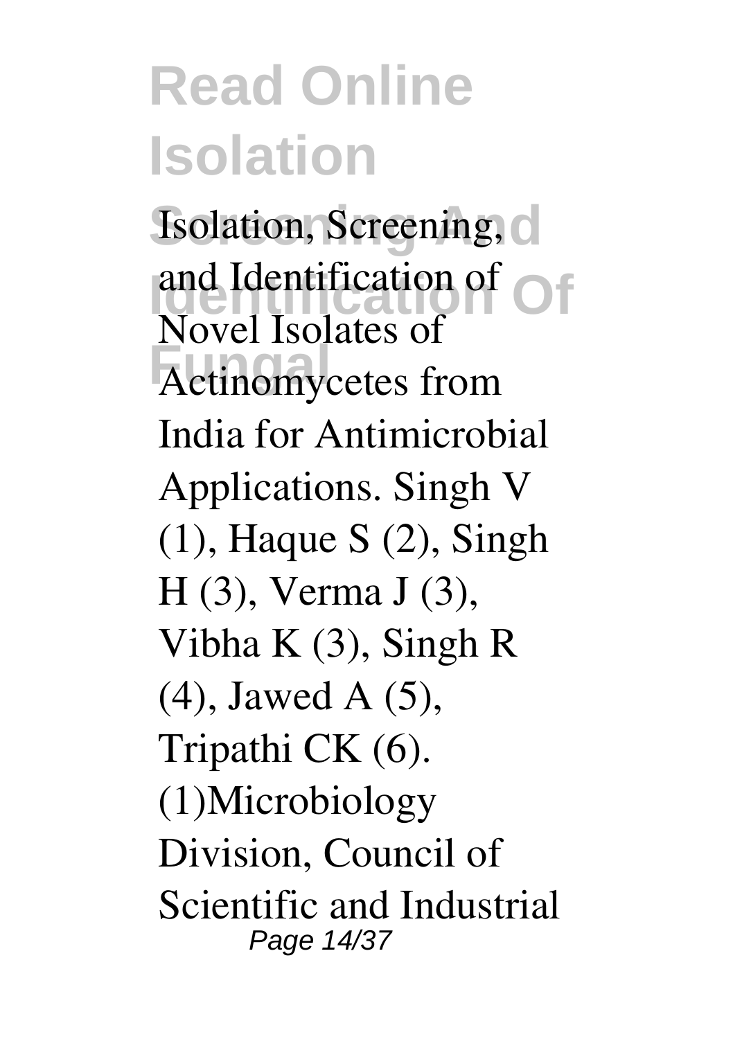Isolation, Screening, and Identification of Novel Isolates of Actinomycetes from India for Antimicrobial Applications. Singh V (1), Haque S (2), Singh H (3), Verma J (3), Vibha K (3), Singh R (4), Jawed A (5), Tripathi CK (6). (1)Microbiology Division, Council of Scientific and Industrial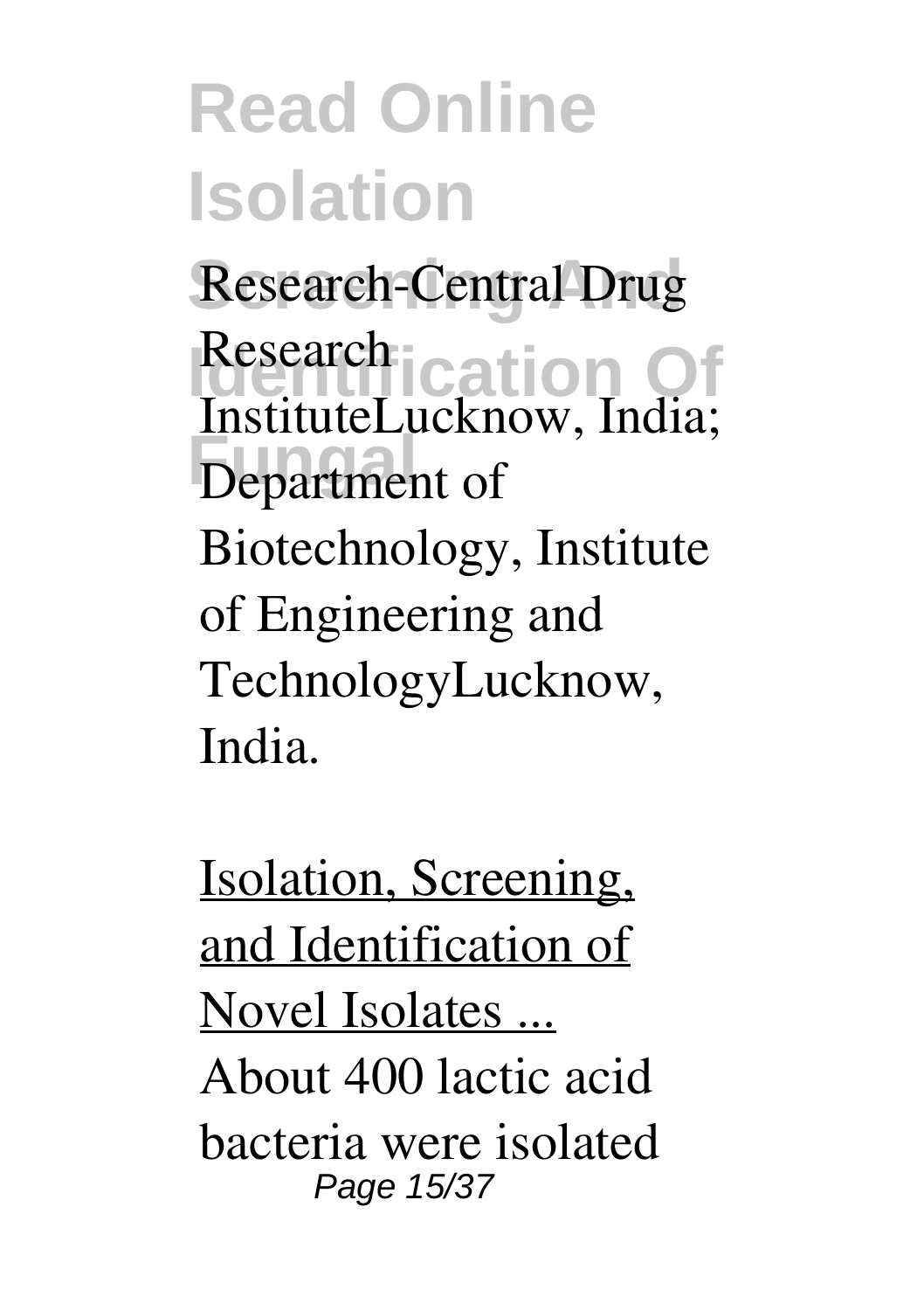Research-Central Drug Research InstituteLucknow, India; Department of Biotechnology, Institute of Engineering and TechnologyLucknow, India.

Isolation, Screening, and Identification of Novel Isolates ...

About 400 lactic acid bacteria were isolated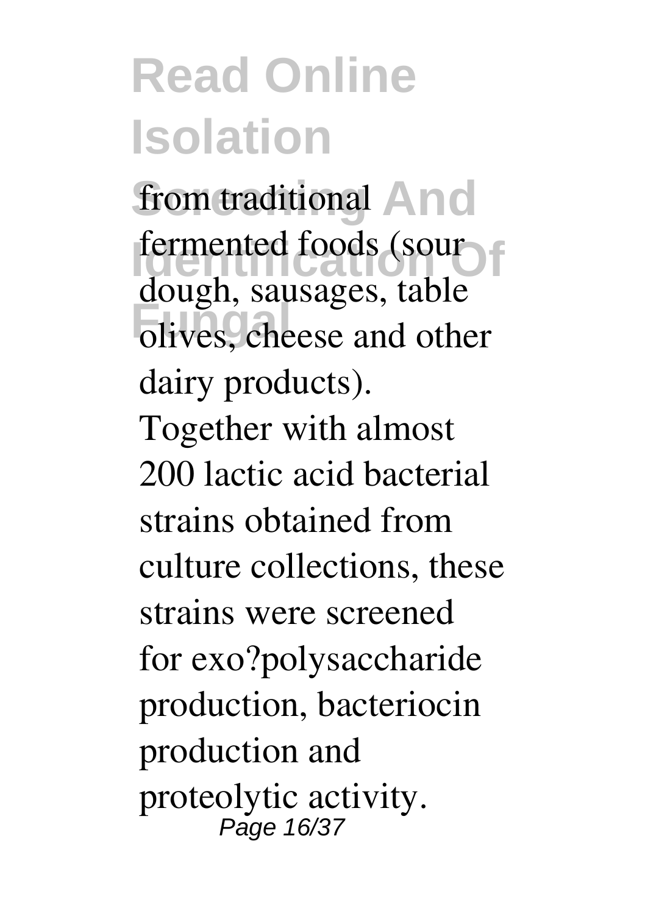from traditional fermented foods (sour dough, sausages, table olives, cheese and other dairy products). Together with almost 200 lactic acid bacterial strains obtained from culture collections, these strains were screened for exo?polysaccharide production, bacteriocin production and proteolytic activity.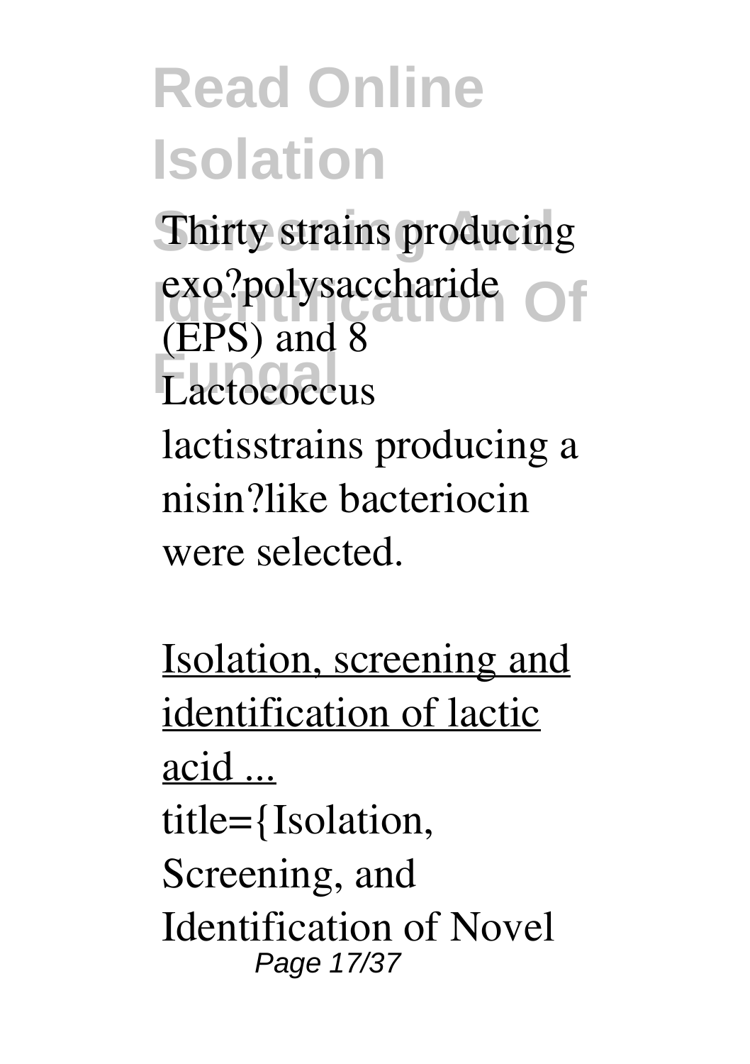Thirty strains producing exo?polysaccharide (EPS) and 8 Lactococcus lactisstrains producing a nisin?like bacteriocin were selected.

Isolation, screening and identification of lactic acid ...

title={Isolation, Screening, and Identification of Novel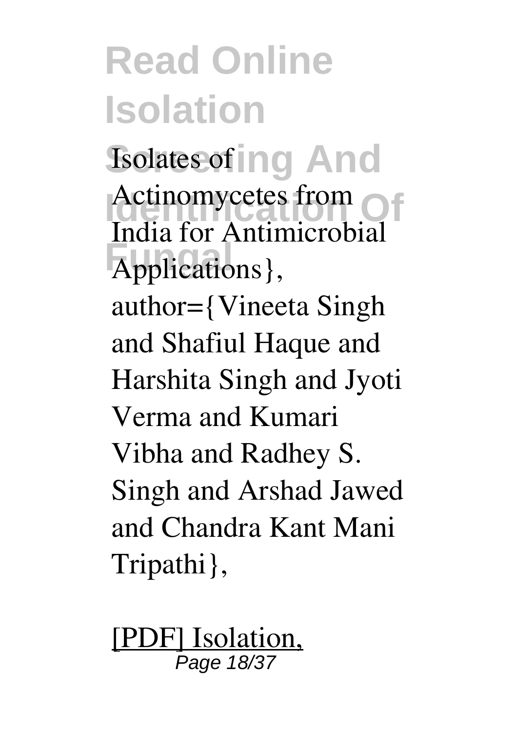Isolates of Actinomycetes from India for Antimicrobial Applications}, author={Vineeta Singh and Shafiul Haque and Harshita Singh and Jyoti Verma and Kumari Vibha and Radhey S. Singh and Arshad Jawed and Chandra Kant Mani Tripathi},

[PDF] Isolation,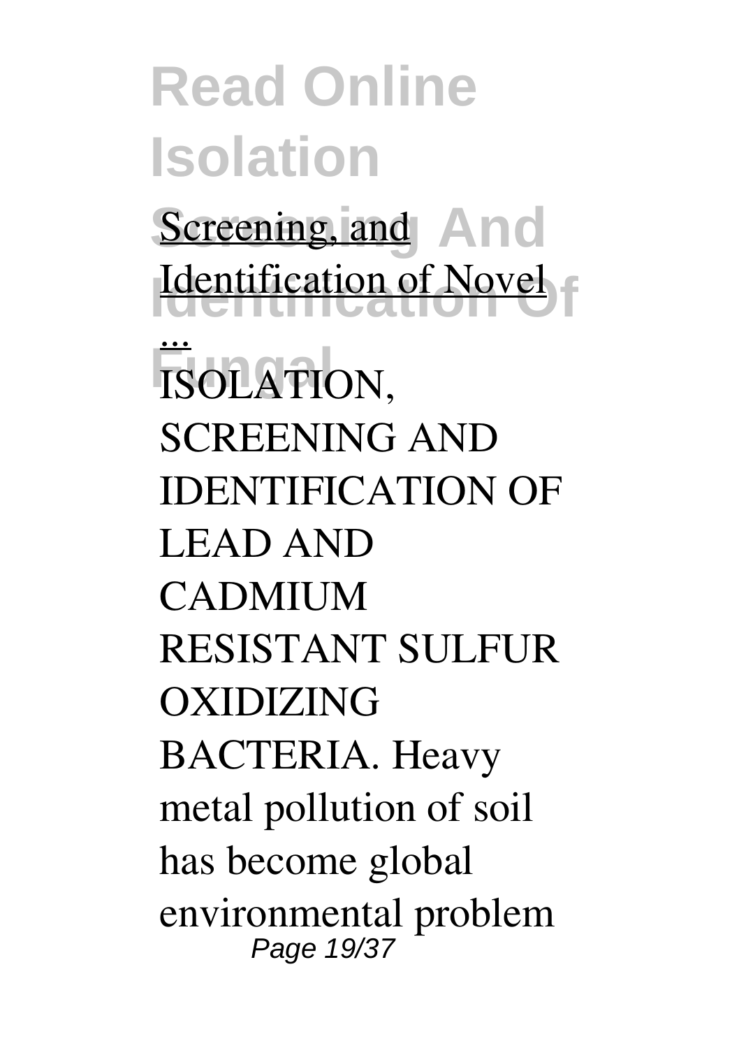Screening, and Identification of Novel ...

ISOLATION, SCREENING AND IDENTIFICATION OF LEAD AND CADMIUM RESISTANT SULFUR OXIDIZING BACTERIA. Heavy metal pollution of soil has become global environmental problem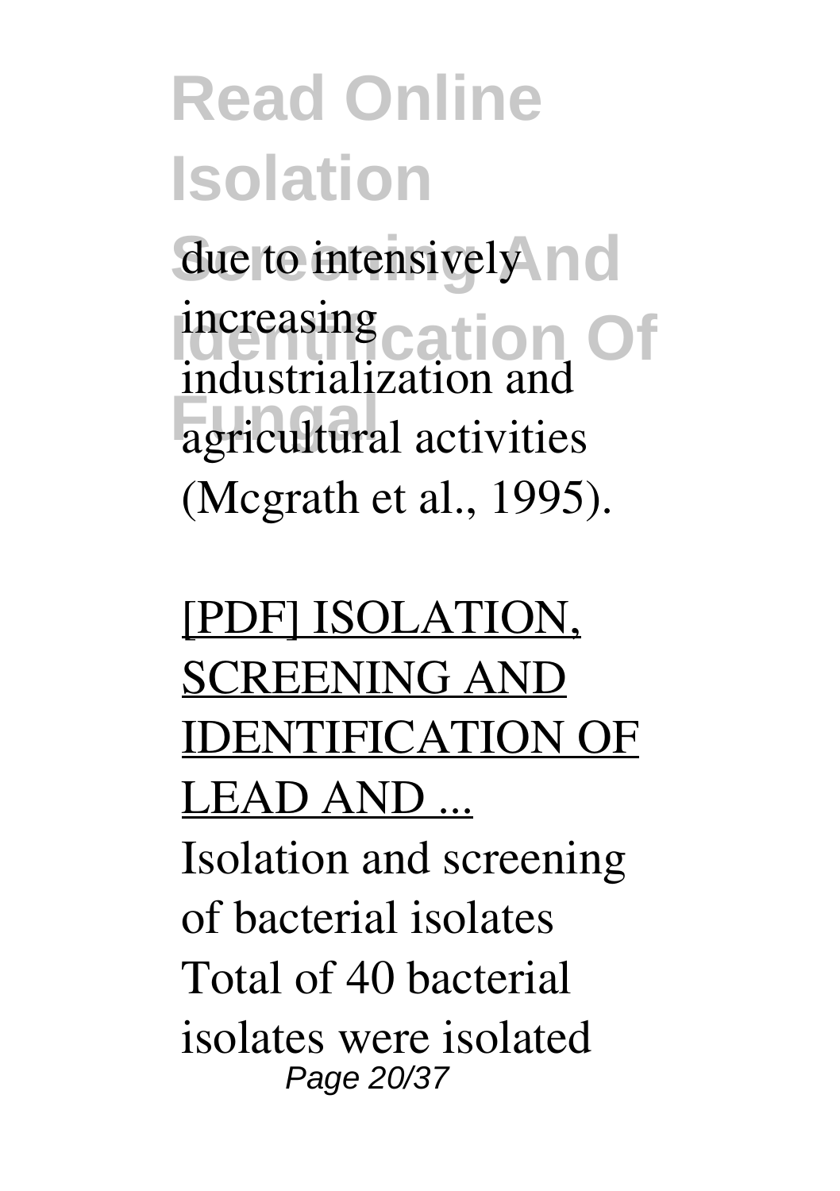due to intensively increasing industrialization and agricultural activities (Mcgrath et al., 1995).

[PDF] ISOLATION, SCREENING AND IDENTIFICATION OF LEAD AND ...

Isolation and screening of bacterial isolates Total of 40 bacterial isolates were isolated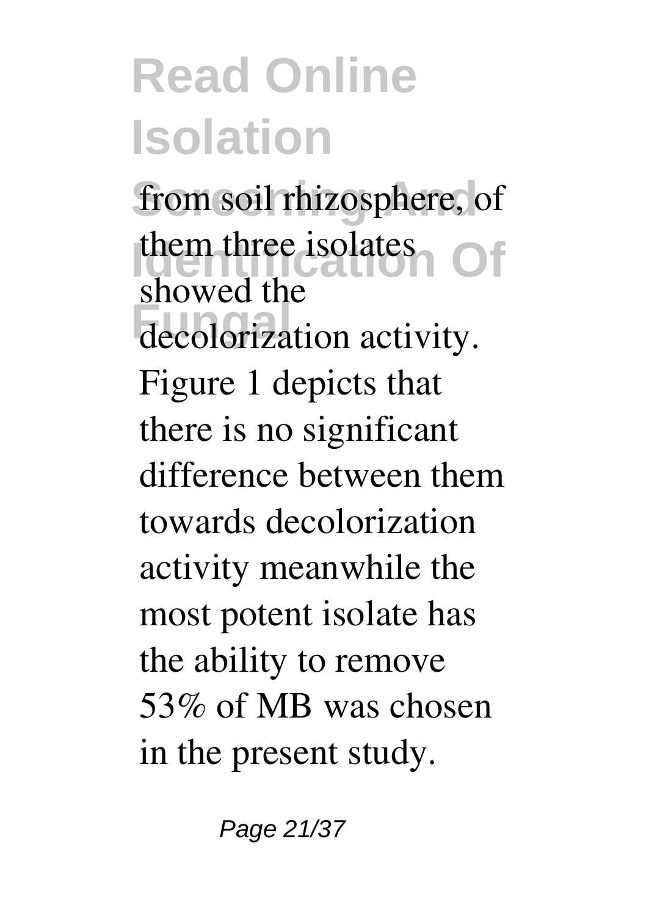from soil rhizosphere, of them three isolates showed the decolorization activity. Figure 1 depicts that there is no significant difference between them towards decolorization activity meanwhile the most potent isolate has the ability to remove 53% of MB was chosen in the present study.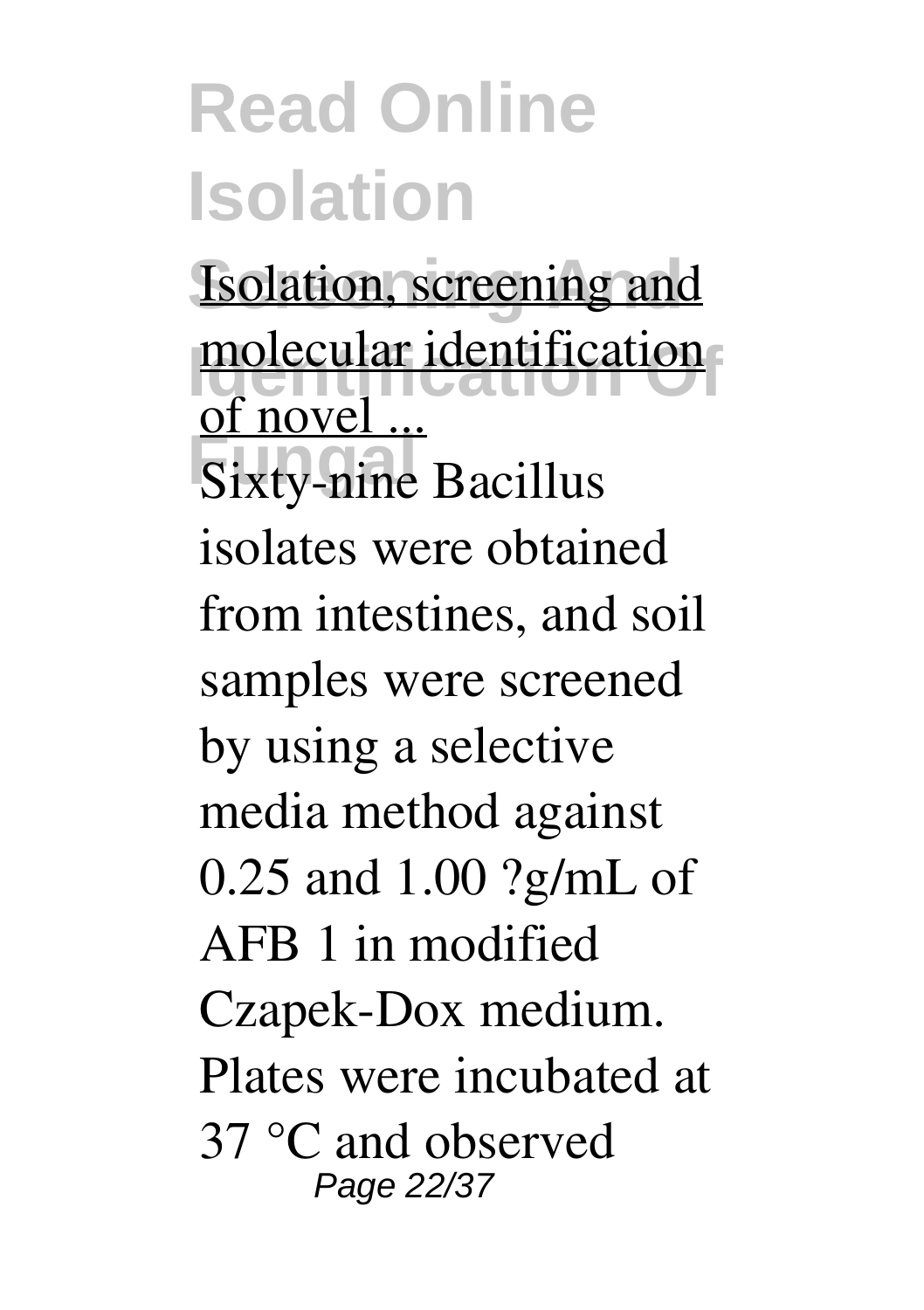Isolation, screening and molecular identification of novel ...

Sixty-nine Bacillus isolates were obtained from intestines, and soil samples were screened by using a selective media method against 0.25 and 1.00 ?g/mL of AFB 1 in modified Czapek-Dox medium. Plates were incubated at 37 °C and observed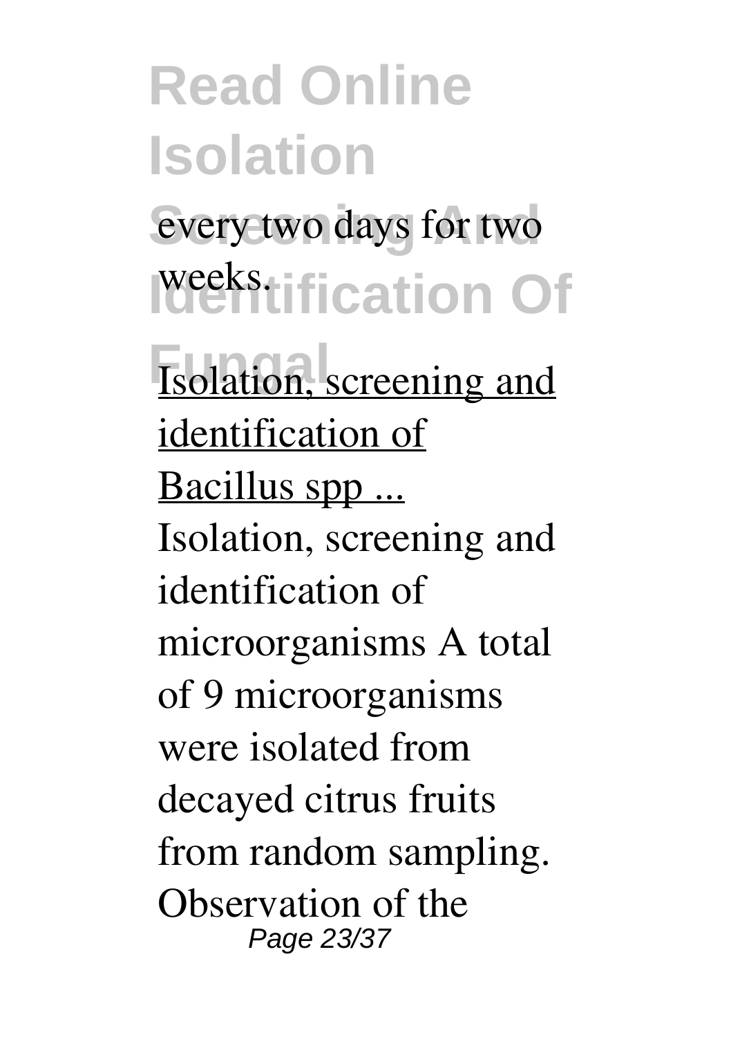every two days for two weeks.

Isolation, screening and identification of Bacillus spp ...

Isolation, screening and identification of microorganisms A total of 9 microorganisms were isolated from decayed citrus fruits from random sampling. Observation of the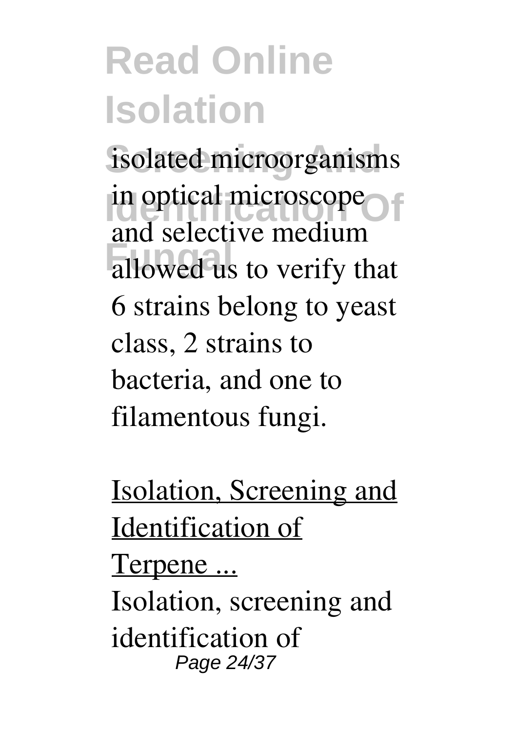isolated microorganisms in optical microscope and selective medium allowed us to verify that 6 strains belong to yeast class, 2 strains to bacteria, and one to filamentous fungi.

Isolation, Screening and Identification of Terpene ...

Isolation, screening and identification of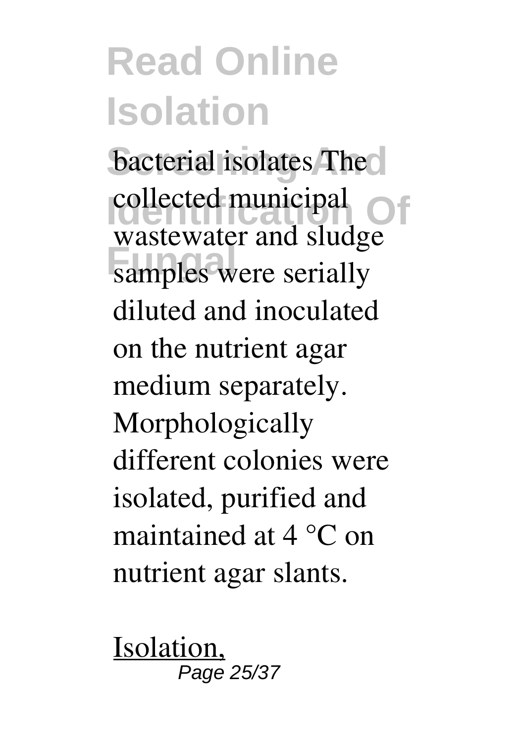bacterial isolates The collected municipal wastewater and sludge samples were serially diluted and inoculated on the nutrient agar medium separately. Morphologically different colonies were isolated, purified and maintained at 4 °C on nutrient agar slants.

Isolation,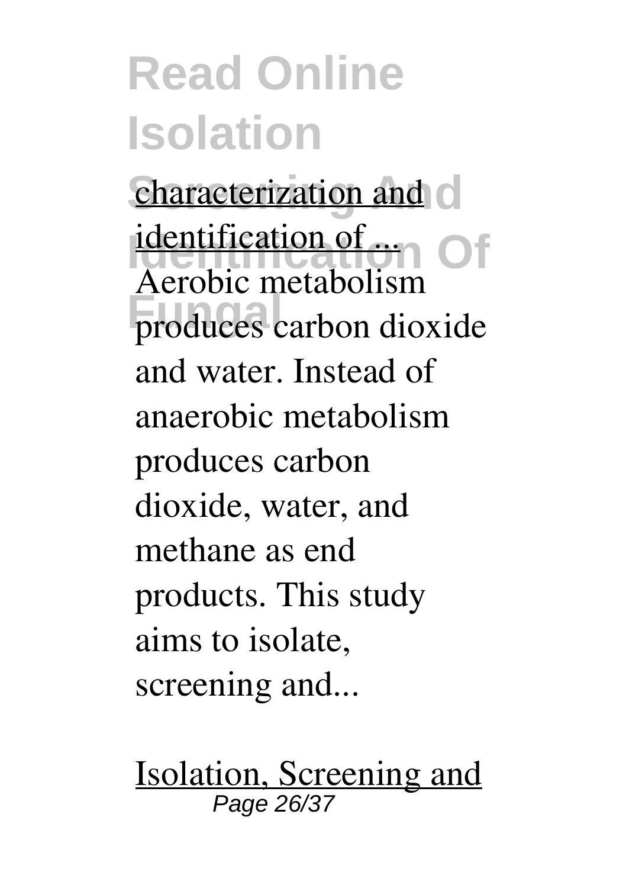characterization and identification of ...

Aerobic metabolism produces carbon dioxide and water. Instead of anaerobic metabolism produces carbon dioxide, water, and methane as end products. This study aims to isolate, screening and...

Isolation, Screening and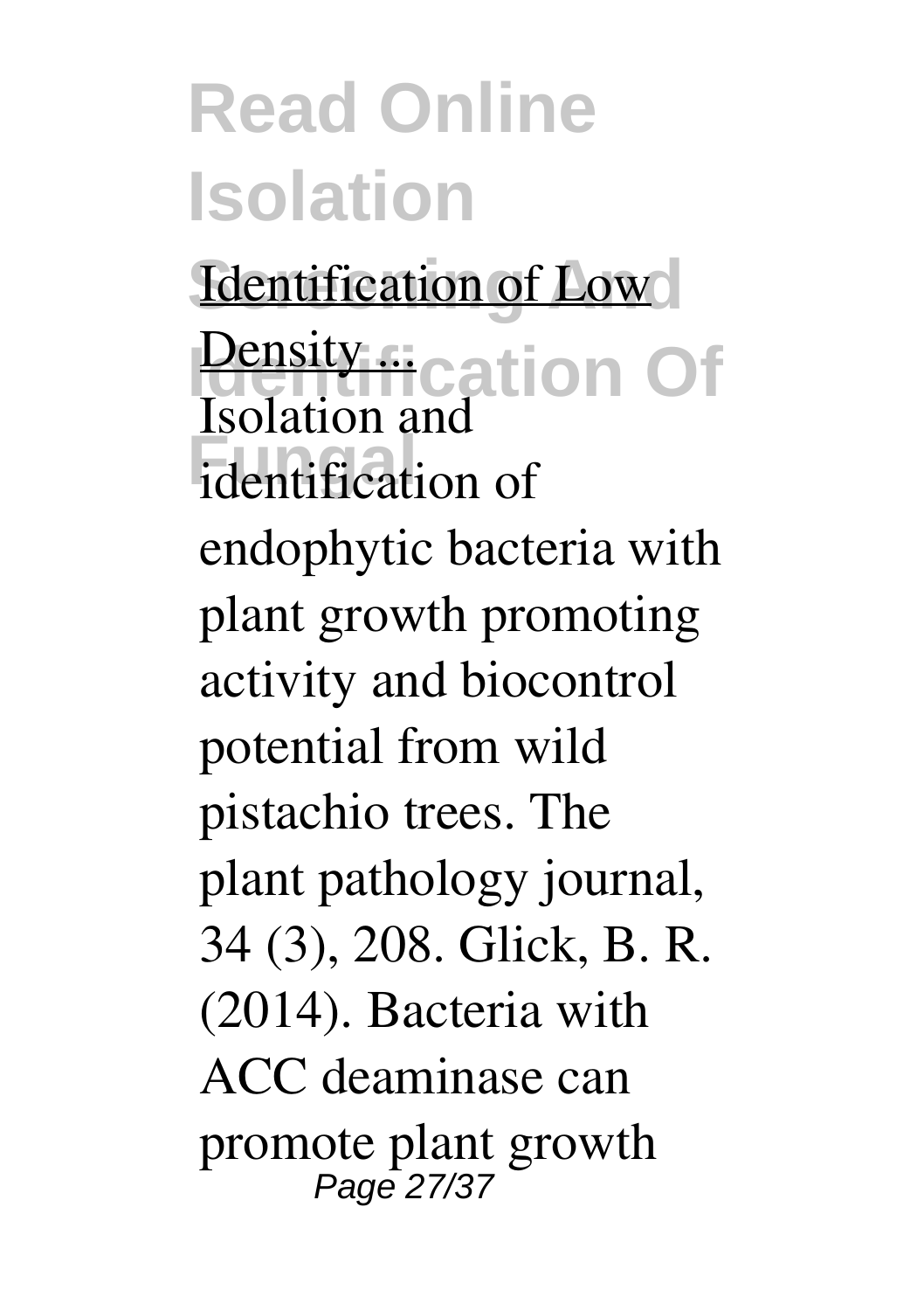Identification of Low Density ...

Isolation and identification of endophytic bacteria with plant growth promoting activity and biocontrol potential from wild pistachio trees. The plant pathology journal, 34 (3), 208. Glick, B. R. (2014). Bacteria with ACC deaminase can promote plant growth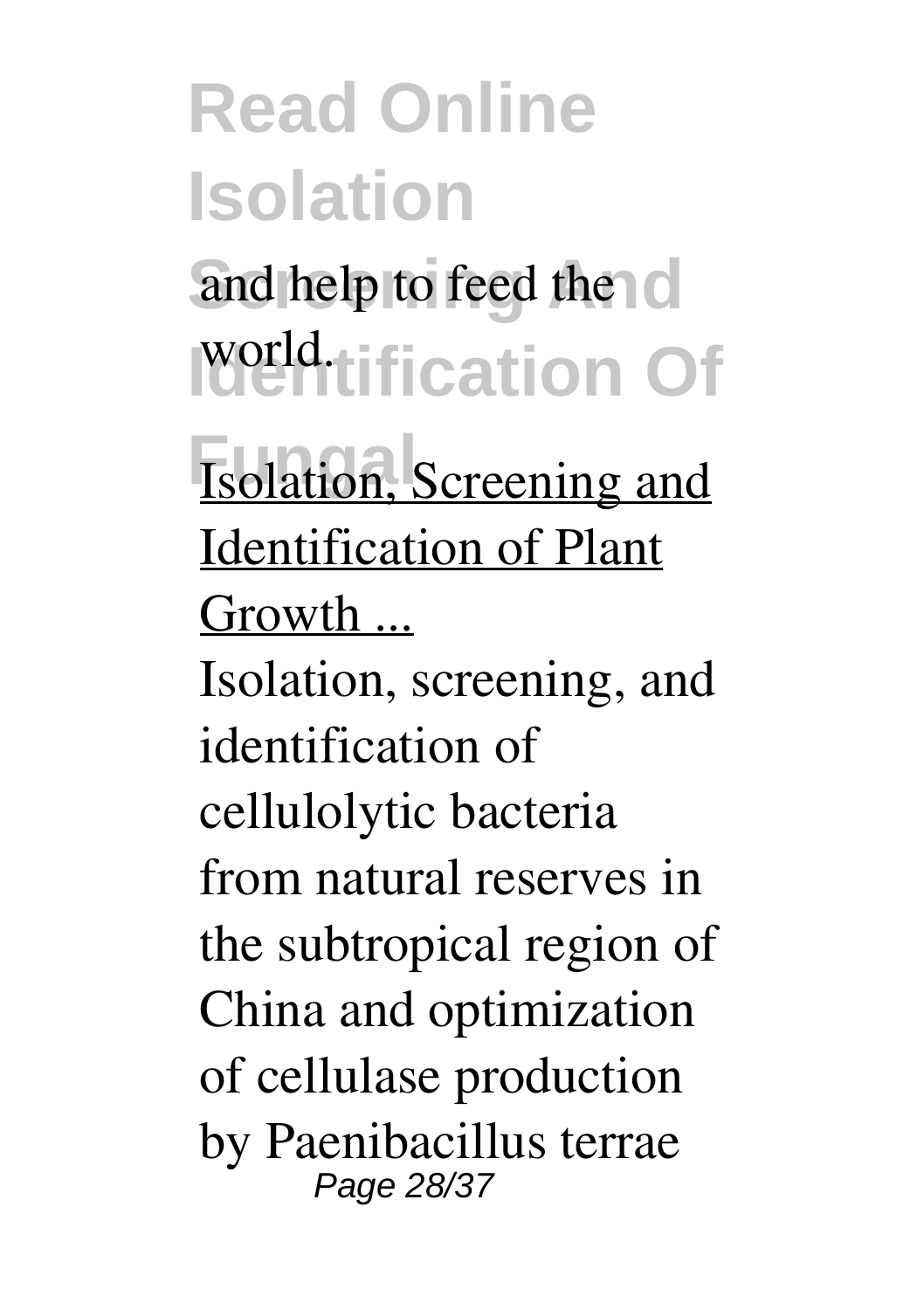and help to feed the world.

Isolation, Screening and Identification of Plant Growth ...

Isolation, screening, and identification of cellulolytic bacteria from natural reserves in the subtropical region of China and optimization of cellulase production by Paenibacillus terrae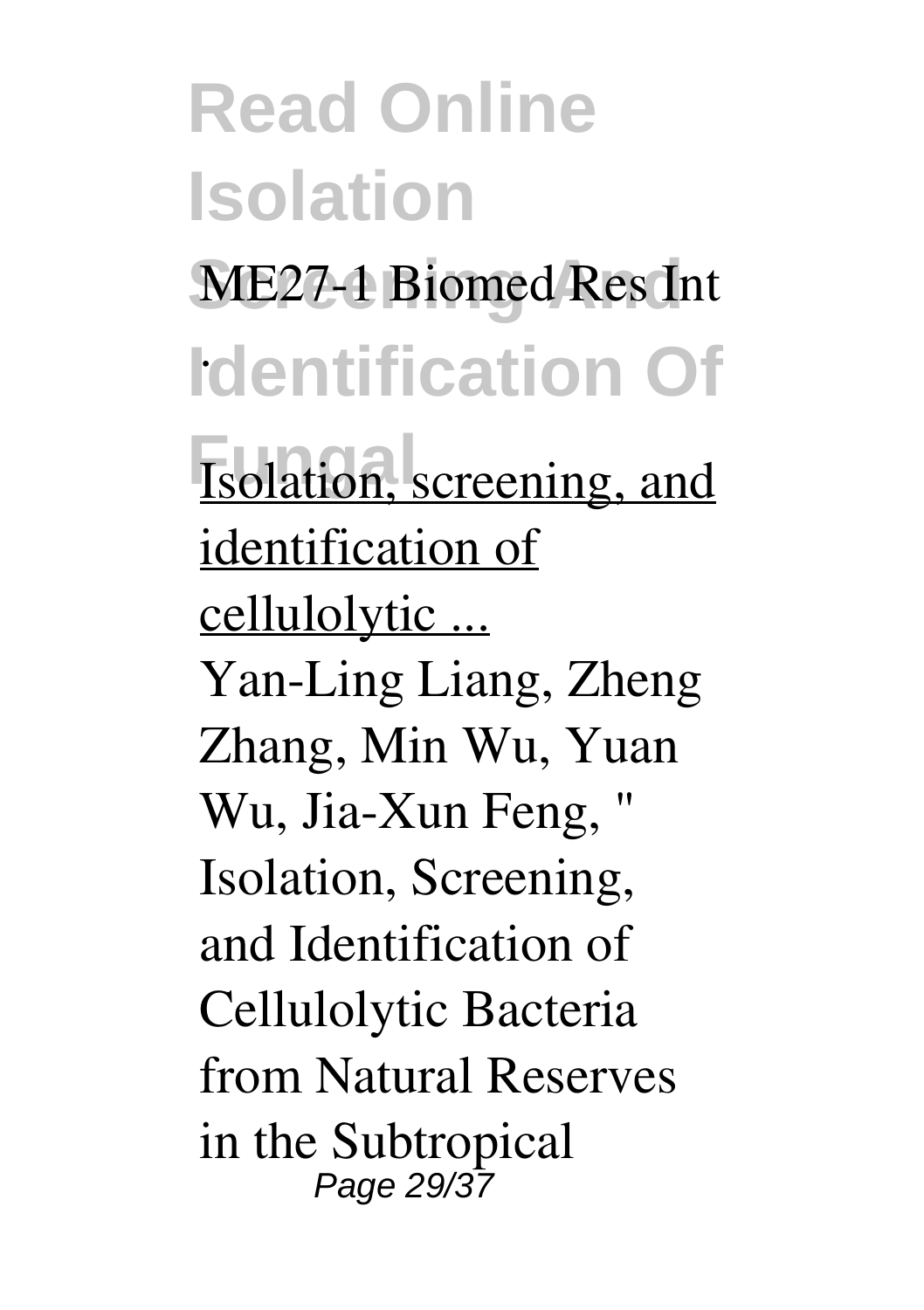ME27-1 Biomed Res Int

.

Isolation, screening, and identification of cellulolytic ...

Yan-Ling Liang, Zheng Zhang, Min Wu, Yuan Wu, Jia-Xun Feng, " Isolation, Screening, and Identification of Cellulolytic Bacteria from Natural Reserves in the Subtropical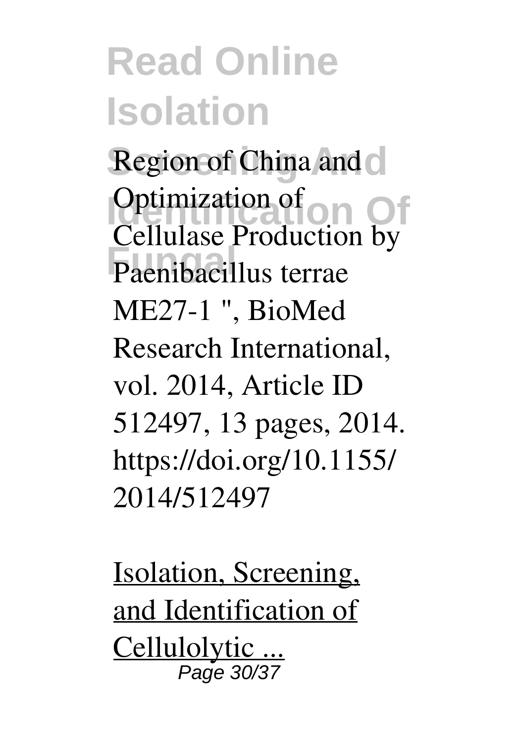Region of China and Optimization of Cellulase Production by Paenibacillus terrae ME27-1 ", BioMed Research International, vol. 2014, Article ID 512497, 13 pages, 2014. https://doi.org/10.1155/2014/512497

Isolation, Screening, and Identification of Cellulolytic ...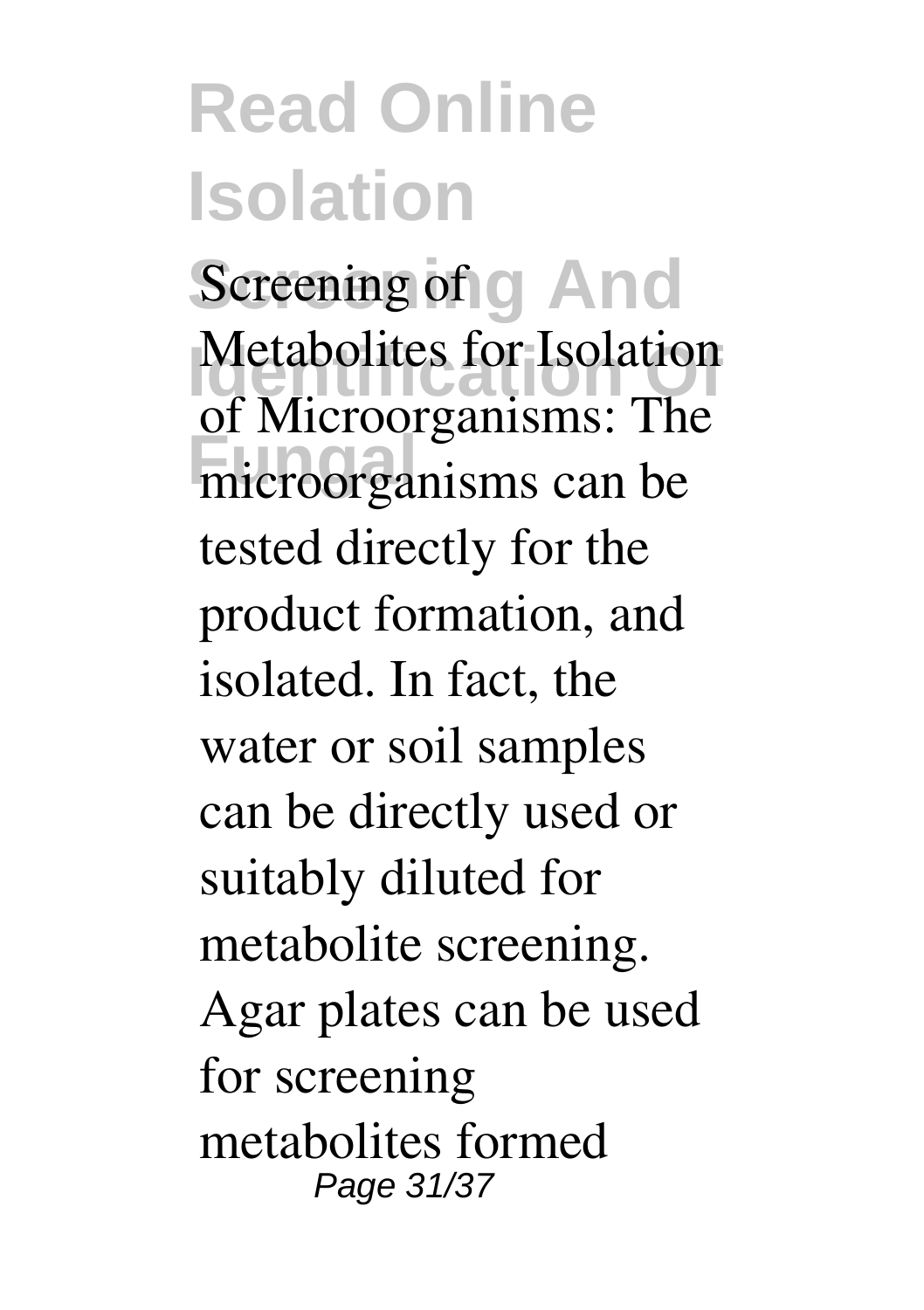Screening of Metabolites for Isolation of Microorganisms: The microorganisms can be tested directly for the product formation, and isolated. In fact, the water or soil samples can be directly used or suitably diluted for metabolite screening. Agar plates can be used for screening metabolites formed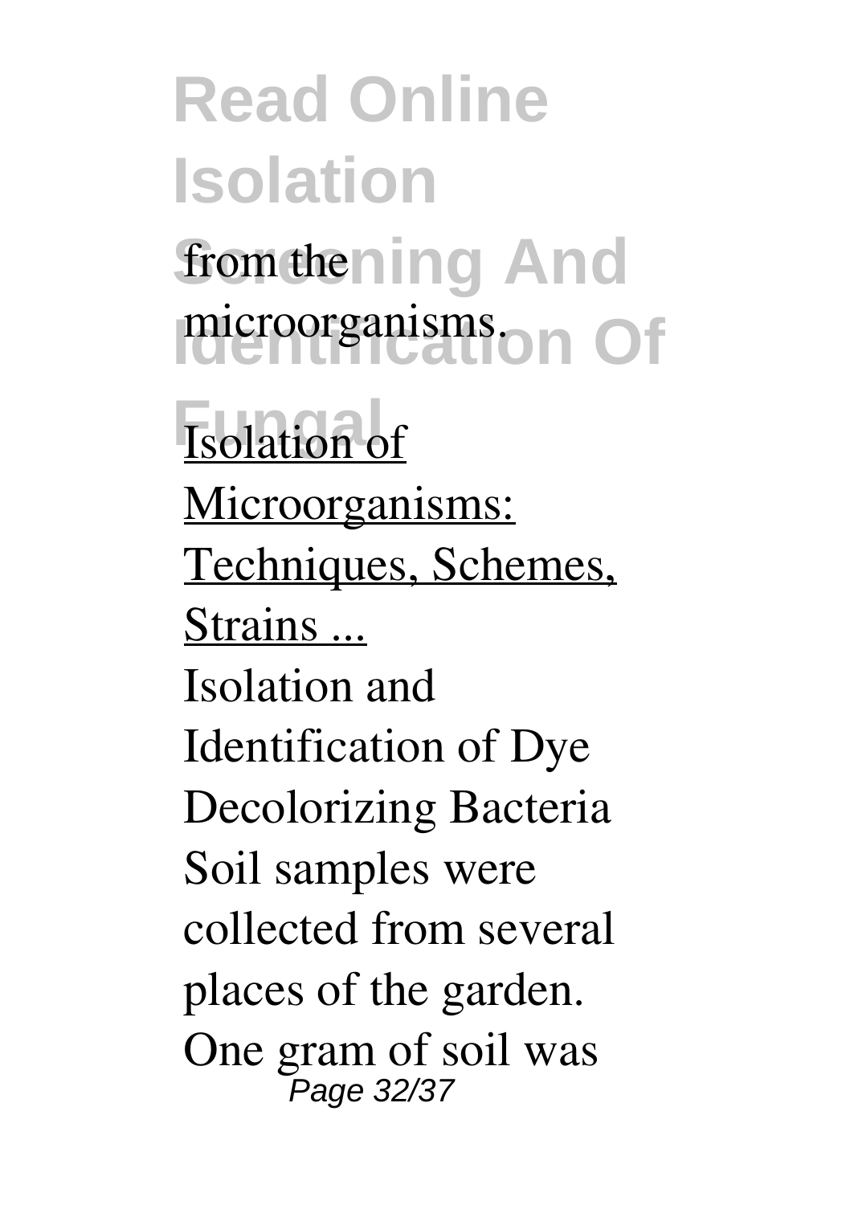from the microorganisms.

Isolation of Microorganisms: Techniques, Schemes, Strains ...

Isolation and Identification of Dye Decolorizing Bacteria Soil samples were collected from several places of the garden. One gram of soil was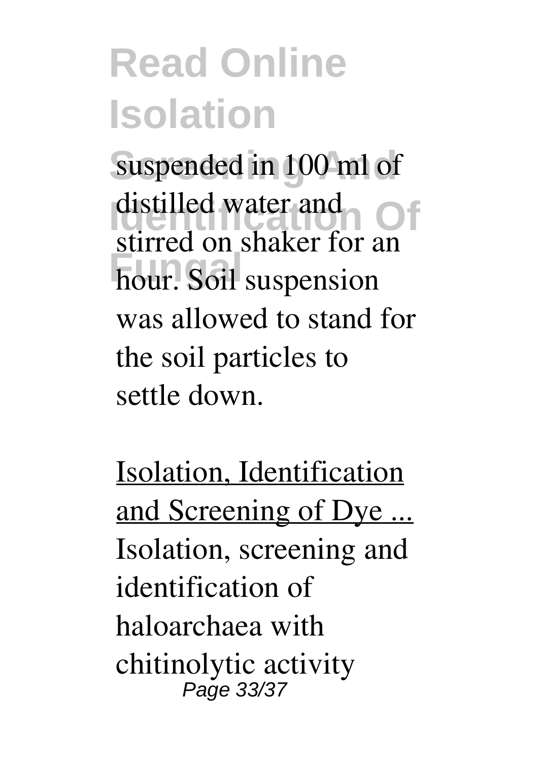suspended in 100 ml of distilled water and stirred on shaker for an hour. Soil suspension was allowed to stand for the soil particles to settle down.

Isolation, Identification and Screening of Dye ...

Isolation, screening and identification of haloarchaea with chitinolytic activity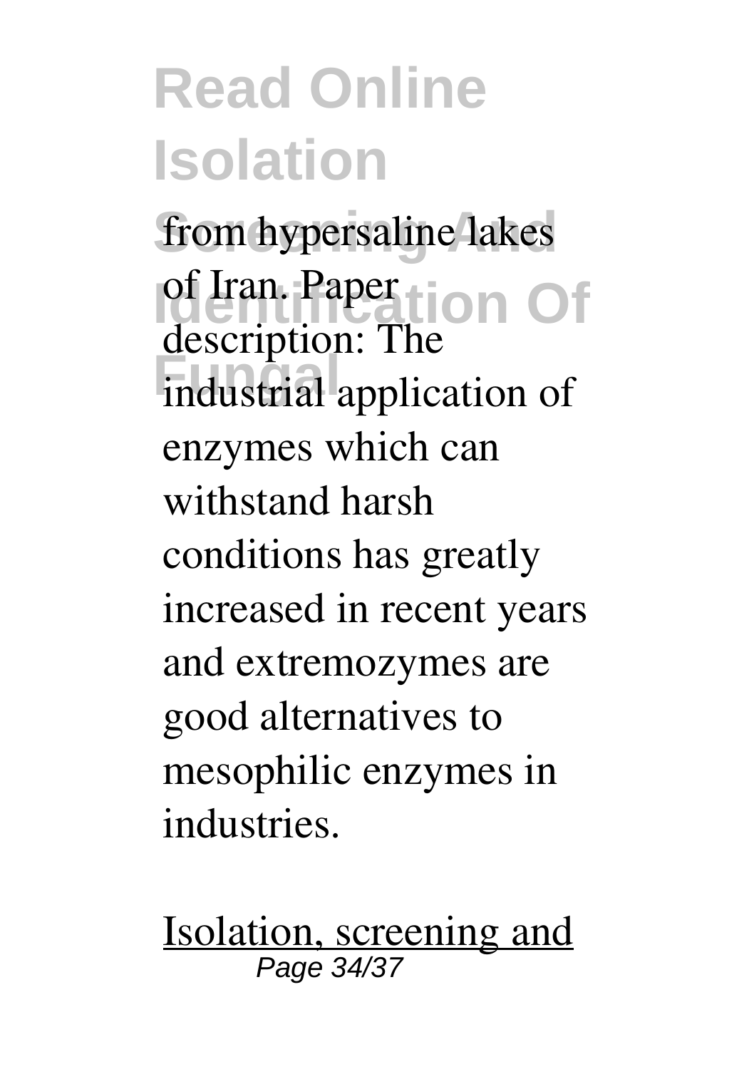from hypersaline lakes of Iran. Paper description: The industrial application of enzymes which can withstand harsh conditions has greatly increased in recent years and extremozymes are good alternatives to mesophilic enzymes in industries.

Isolation, screening and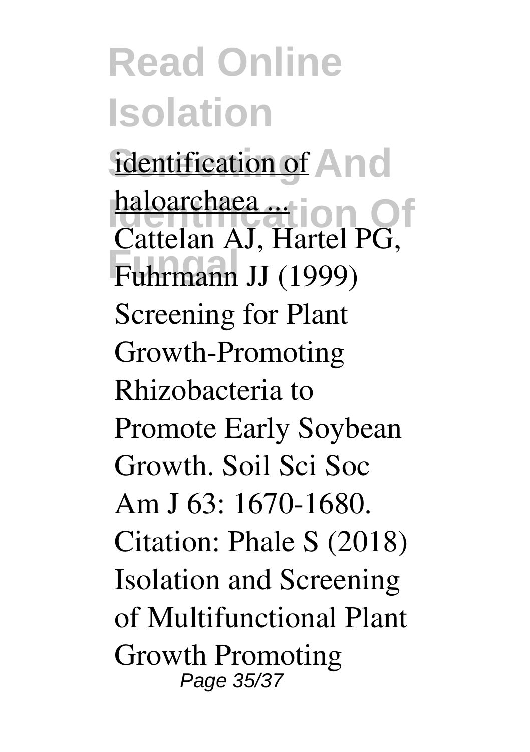identification of haloarchaea ...

Cattelan AJ, Hartel PG, Fuhrmann JJ (1999) Screening for Plant Growth-Promoting Rhizobacteria to Promote Early Soybean Growth. Soil Sci Soc Am J 63: 1670-1680. Citation: Phale S (2018) Isolation and Screening of Multifunctional Plant Growth Promoting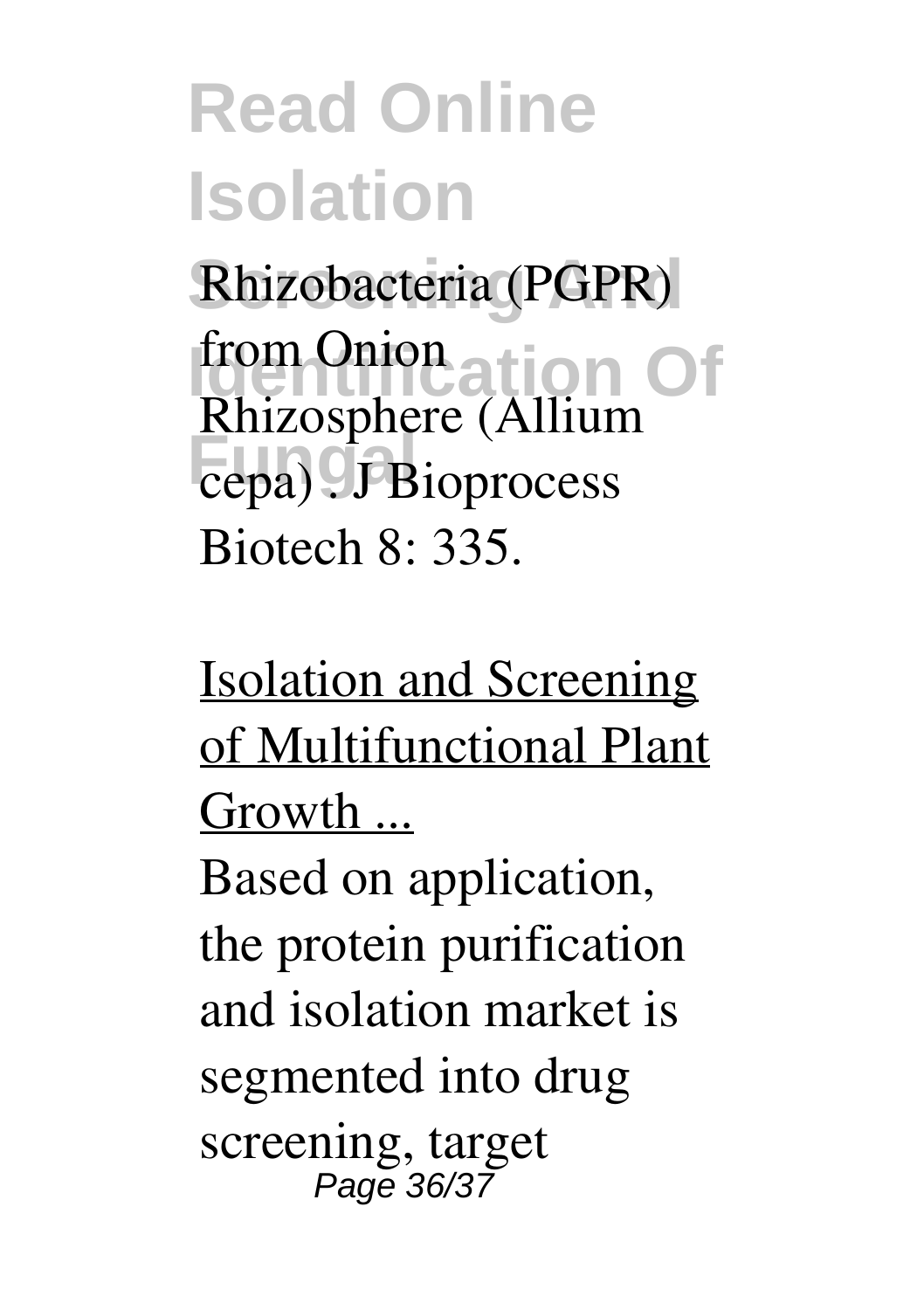Rhizobacteria (PGPR) from Onion Rhizosphere (Allium cepa) . J Bioprocess Biotech 8: 335.

Isolation and Screening of Multifunctional Plant Growth ...

Based on application, the protein purification and isolation market is segmented into drug screening, target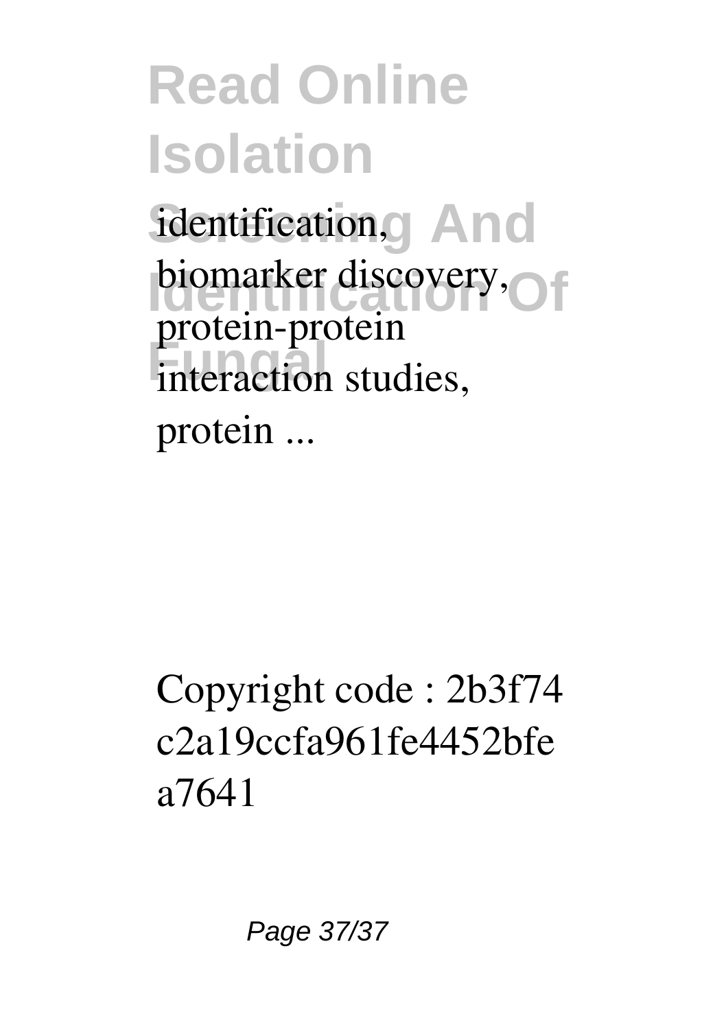identification, biomarker discovery, protein-protein interaction studies, protein ...

Copyright code : 2b3f74c2a19ccfa961fe4452bfea7641